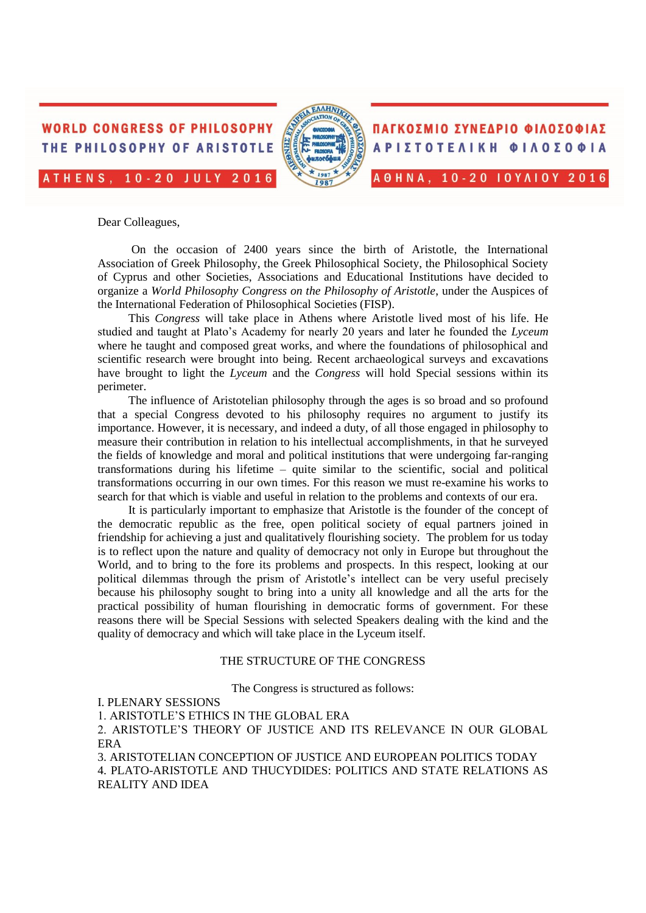**WORLD CONGRESS OF PHILOSOPHY**
**THE PHILOSOPHY OF ARISTOTLE**
**ATHENS, 10-20 JULY 2016**

**ΠΑΓΚΟΣΜΙΟ ΣΥΝΕΔΡΙΟ ΦΙΛΟΣΟΦΙΑΣ**
**ΑΡΙΣΤΟΤΕΛΙΚΗ ΦΙΛΟΣΟΦΙΑ**
**ΑΘΗΝΑ, 10-20 ΙΟΥΛΙΟΥ 2016**

Dear Colleagues,

On the occasion of 2400 years since the birth of Aristotle, the International Association of Greek Philosophy, the Greek Philosophical Society, the Philosophical Society of Cyprus and other Societies, Associations and Educational Institutions have decided to organize a *World Philosophy Congress on the Philosophy of Aristotle*, under the Auspices of the International Federation of Philosophical Societies (FISP).

This *Congress* will take place in Athens where Aristotle lived most of his life. He studied and taught at Plato's Academy for nearly 20 years and later he founded the *Lyceum* where he taught and composed great works, and where the foundations of philosophical and scientific research were brought into being. Recent archaeological surveys and excavations have brought to light the *Lyceum* and the *Congress* will hold Special sessions within its perimeter.

The influence of Aristotelian philosophy through the ages is so broad and so profound that a special Congress devoted to his philosophy requires no argument to justify its importance. However, it is necessary, and indeed a duty, of all those engaged in philosophy to measure their contribution in relation to his intellectual accomplishments, in that he surveyed the fields of knowledge and moral and political institutions that were undergoing far-ranging transformations during his lifetime – quite similar to the scientific, social and political transformations occurring in our own times. For this reason we must re-examine his works to search for that which is viable and useful in relation to the problems and contexts of our era.

It is particularly important to emphasize that Aristotle is the founder of the concept of the democratic republic as the free, open political society of equal partners joined in friendship for achieving a just and qualitatively flourishing society. The problem for us today is to reflect upon the nature and quality of democracy not only in Europe but throughout the World, and to bring to the fore its problems and prospects. In this respect, looking at our political dilemmas through the prism of Aristotle's intellect can be very useful precisely because his philosophy sought to bring into a unity all knowledge and all the arts for the practical possibility of human flourishing in democratic forms of government. For these reasons there will be Special Sessions with selected Speakers dealing with the kind and the quality of democracy and which will take place in the Lyceum itself.

## THE STRUCTURE OF THE CONGRESS

The Congress is structured as follows:

I. PLENARY SESSIONS

1. ARISTOTLE'S ETHICS IN THE GLOBAL ERA
2. ARISTOTLE'S THEORY OF JUSTICE AND ITS RELEVANCE IN OUR GLOBAL ERA
3. ARISTOTELIAN CONCEPTION OF JUSTICE AND EUROPEAN POLITICS TODAY
4. PLATO-ARISTOTLE AND THUCYDIDES: POLITICS AND STATE RELATIONS AS REALITY AND IDEA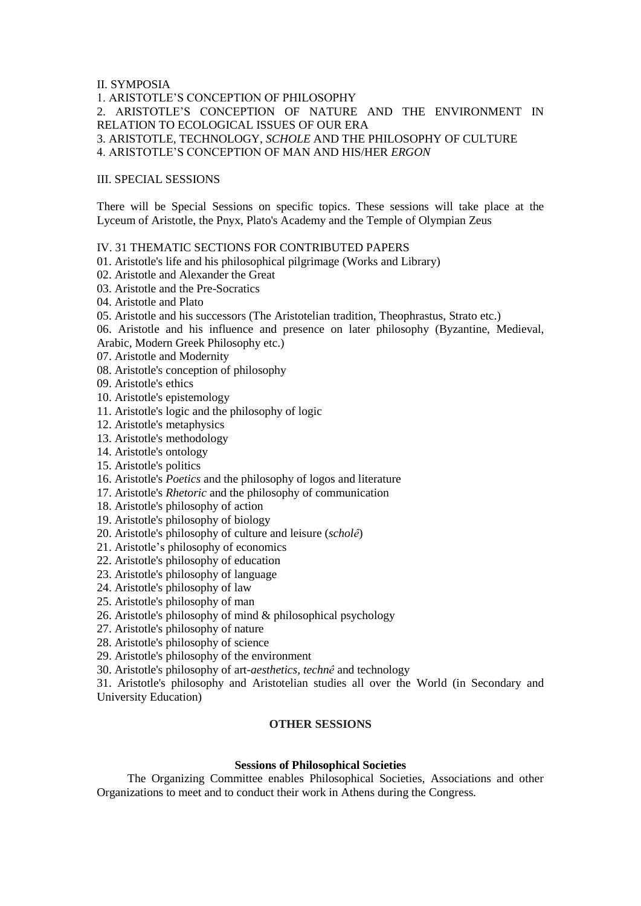II. SYMPOSIA

1. ARISTOTLE'S CONCEPTION OF PHILOSOPHY
2. ARISTOTLE'S CONCEPTION OF NATURE AND THE ENVIRONMENT IN RELATION TO ECOLOGICAL ISSUES OF OUR ERA
3. ARISTOTLE, TECHNOLOGY, *SCHOLE* AND THE PHILOSOPHY OF CULTURE
4. ARISTOTLE'S CONCEPTION OF MAN AND HIS/HER *ERGON*

III. SPECIAL SESSIONS

There will be Special Sessions on specific topics. These sessions will take place at the Lyceum of Aristotle, the Pnyx, Plato's Academy and the Temple of Olympian Zeus

IV. 31 THEMATIC SECTIONS FOR CONTRIBUTED PAPERS

01. Aristotle's life and his philosophical pilgrimage (Works and Library)
02. Aristotle and Alexander the Great
03. Aristotle and the Pre-Socratics
04. Aristotle and Plato
05. Aristotle and his successors (The Aristotelian tradition, Theophrastus, Strato etc.)
06. Aristotle and his influence and presence on later philosophy (Byzantine, Medieval, Arabic, Modern Greek Philosophy etc.)
07. Aristotle and Modernity
08. Aristotle's conception of philosophy
09. Aristotle's ethics
10. Aristotle's epistemology
11. Aristotle's logic and the philosophy of logic
12. Aristotle's metaphysics
13. Aristotle's methodology
14. Aristotle's ontology
15. Aristotle's politics
16. Aristotle's *Poetics* and the philosophy of logos and literature
17. Aristotle's *Rhetoric* and the philosophy of communication
18. Aristotle's philosophy of action
19. Aristotle's philosophy of biology
20. Aristotle's philosophy of culture and leisure (*scholê*)
21. Aristotle's philosophy of economics
22. Aristotle's philosophy of education
23. Aristotle's philosophy of language
24. Aristotle's philosophy of law
25. Aristotle's philosophy of man
26. Aristotle's philosophy of mind & philosophical psychology
27. Aristotle's philosophy of nature
28. Aristotle's philosophy of science
29. Aristotle's philosophy of the environment
30. Aristotle's philosophy of art-*aesthetics, technê* and technology
31. Aristotle's philosophy and Aristotelian studies all over the World (in Secondary and University Education)

## OTHER SESSIONS

### Sessions of Philosophical Societies

The Organizing Committee enables Philosophical Societies, Associations and other Organizations to meet and to conduct their work in Athens during the Congress.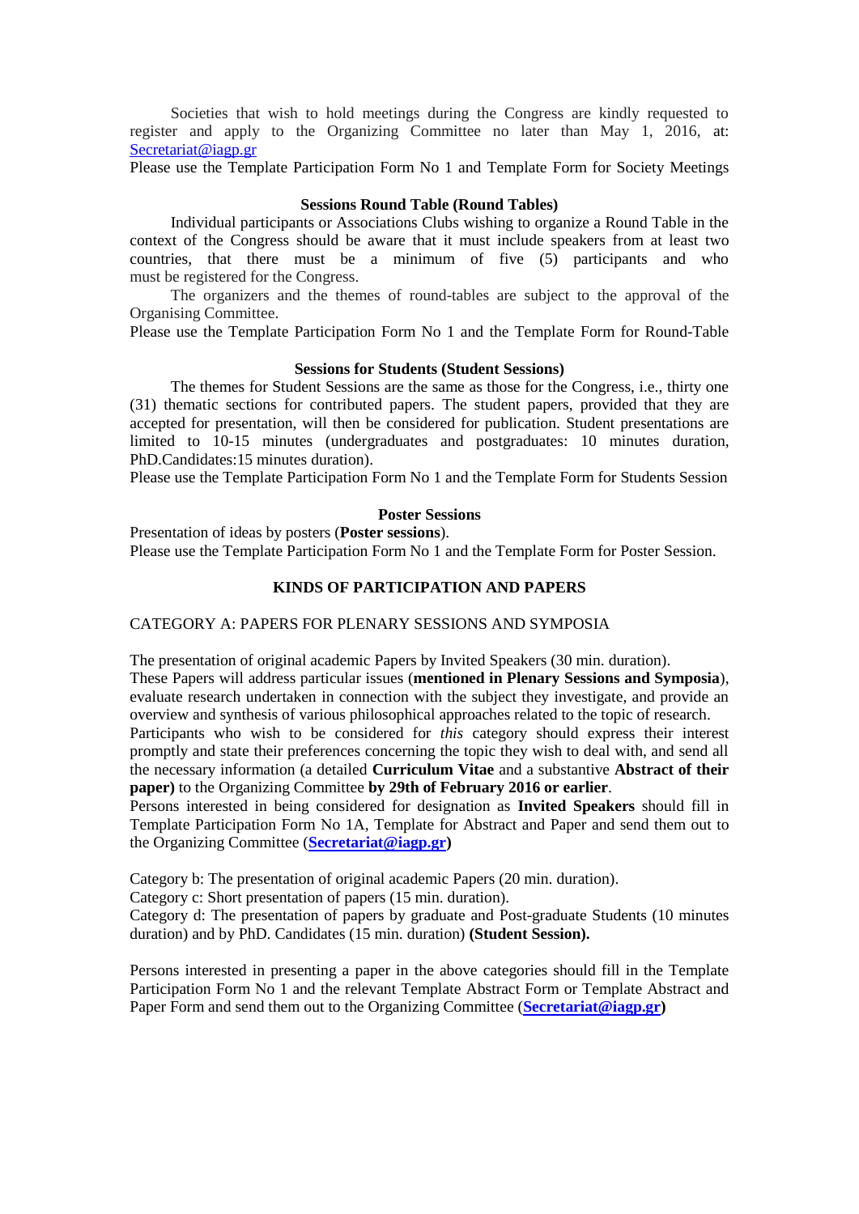Societies that wish to hold meetings during the Congress are kindly requested to register and apply to the Organizing Committee no later than May 1, 2016, at: Secretariat@iagp.gr

Please use the Template Participation Form No 1 and Template Form for Society Meetings

### Sessions Round Table (Round Tables)

Individual participants or Associations Clubs wishing to organize a Round Table in the context of the Congress should be aware that it must include speakers from at least two countries, that there must be a minimum of five (5) participants and who must be registered for the Congress.

The organizers and the themes of round-tables are subject to the approval of the Organising Committee.

Please use the Template Participation Form No 1 and the Template Form for Round-Table

### Sessions for Students (Student Sessions)

The themes for Student Sessions are the same as those for the Congress, i.e., thirty one (31) thematic sections for contributed papers. The student papers, provided that they are accepted for presentation, will then be considered for publication. Student presentations are limited to 10-15 minutes (undergraduates and postgraduates: 10 minutes duration, PhD.Candidates:15 minutes duration).

Please use the Template Participation Form No 1 and the Template Form for Students Session

### Poster Sessions

Presentation of ideas by posters (**Poster sessions**).

Please use the Template Participation Form No 1 and the Template Form for Poster Session.

## KINDS OF PARTICIPATION AND PAPERS

CATEGORY A: PAPERS FOR PLENARY SESSIONS AND SYMPOSIA

The presentation of original academic Papers by Invited Speakers (30 min. duration).

These Papers will address particular issues (**mentioned in Plenary Sessions and Symposia**), evaluate research undertaken in connection with the subject they investigate, and provide an overview and synthesis of various philosophical approaches related to the topic of research.

Participants who wish to be considered for *this* category should express their interest promptly and state their preferences concerning the topic they wish to deal with, and send all the necessary information (a detailed **Curriculum Vitae** and a substantive **Abstract of their paper)** to the Organizing Committee **by 29th of February 2016 or earlier**.

Persons interested in being considered for designation as **Invited Speakers** should fill in Template Participation Form No 1A, Template for Abstract and Paper and send them out to the Organizing Committee (**Secretariat@iagp.gr)**

Category b: The presentation of original academic Papers (20 min. duration).

Category c: Short presentation of papers (15 min. duration).

Category d: The presentation of papers by graduate and Post-graduate Students (10 minutes duration) and by PhD. Candidates (15 min. duration) **(Student Session).**

Persons interested in presenting a paper in the above categories should fill in the Template Participation Form No 1 and the relevant Template Abstract Form or Template Abstract and Paper Form and send them out to the Organizing Committee (**Secretariat@iagp.gr)**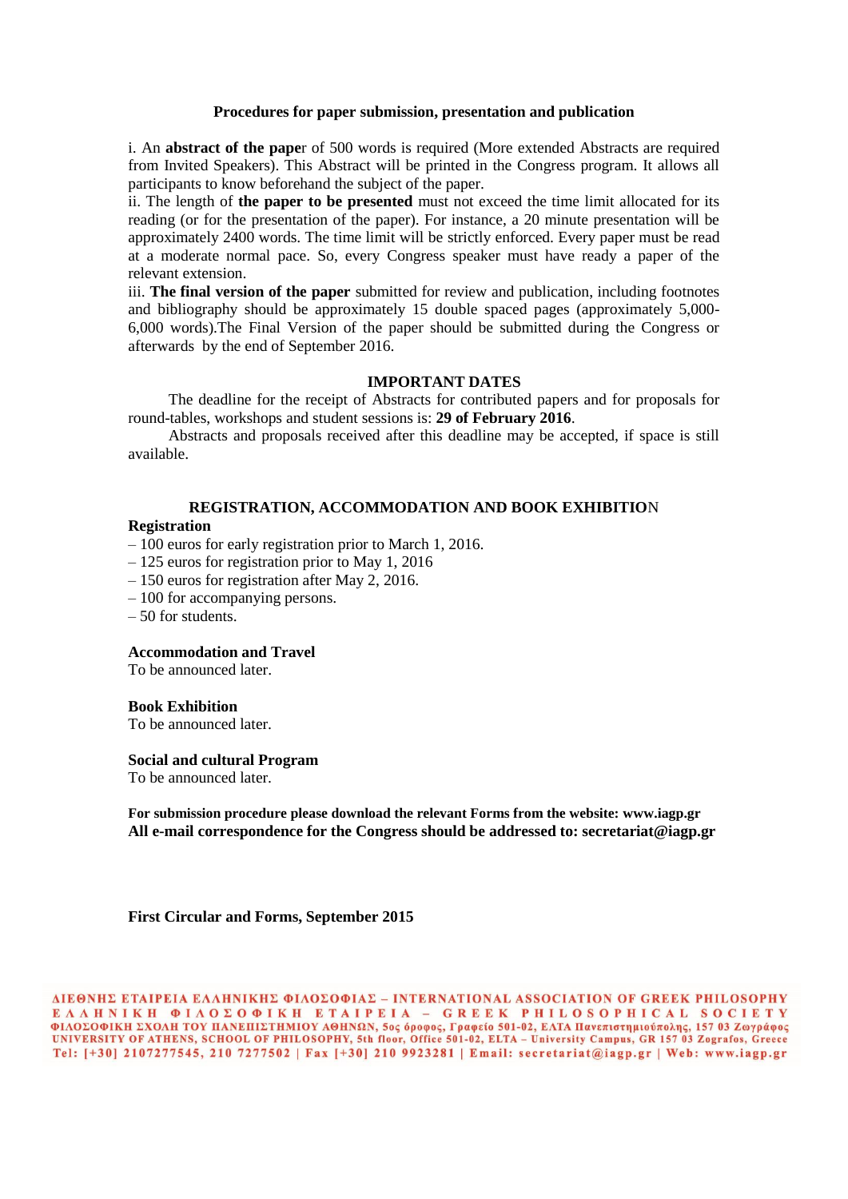### Procedures for paper submission, presentation and publication

i. An **abstract of the paper** of 500 words is required (More extended Abstracts are required from Invited Speakers). This Abstract will be printed in the Congress program. It allows all participants to know beforehand the subject of the paper.
ii. The length of **the paper to be presented** must not exceed the time limit allocated for its reading (or for the presentation of the paper). For instance, a 20 minute presentation will be approximately 2400 words. The time limit will be strictly enforced. Every paper must be read at a moderate normal pace. So, every Congress speaker must have ready a paper of the relevant extension.
iii. **The final version of the paper** submitted for review and publication, including footnotes and bibliography should be approximately 15 double spaced pages (approximately 5,000-6,000 words).The Final Version of the paper should be submitted during the Congress or afterwards by the end of September 2016.

### IMPORTANT DATES

The deadline for the receipt of Abstracts for contributed papers and for proposals for round-tables, workshops and student sessions is: **29 of February 2016**.

Abstracts and proposals received after this deadline may be accepted, if space is still available.

### REGISTRATION, ACCOMMODATION AND BOOK EXHIBITION

**Registration**

– 100 euros for early registration prior to March 1, 2016.
– 125 euros for registration prior to May 1, 2016
– 150 euros for registration after May 2, 2016.
– 100 for accompanying persons.
– 50 for students.

**Accommodation and Travel**

To be announced later.

**Book Exhibition**

To be announced later.

**Social and cultural Program**

To be announced later.

**For submission procedure please download the relevant Forms from the website: www.iagp.gr**
**All e-mail correspondence for the Congress should be addressed to: secretariat@iagp.gr**

**First Circular and Forms, September 2015**